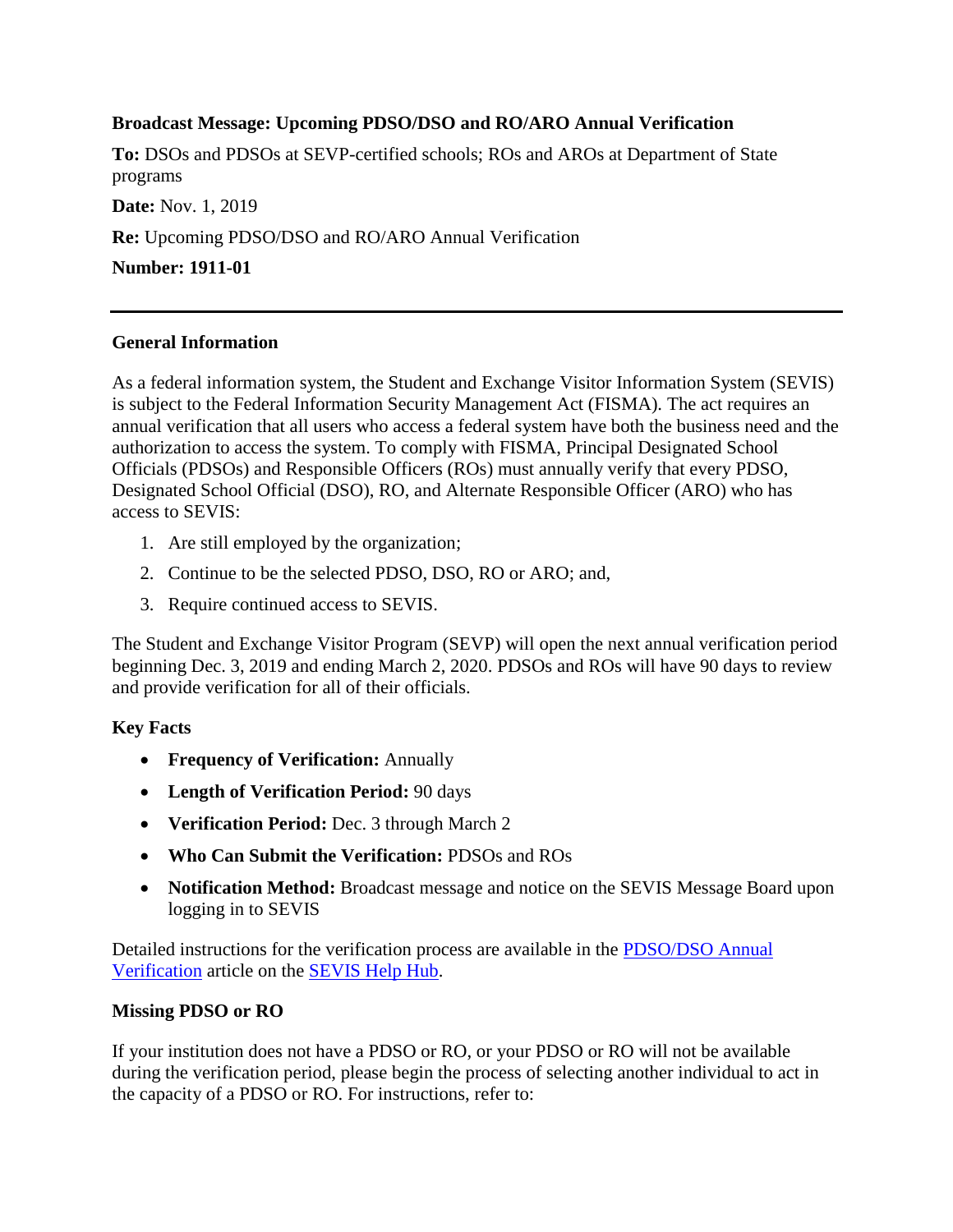**Broadcast Message: Upcoming PDSO/DSO and RO/ARO Annual Verification**

**To:** DSOs and PDSOs at SEVP-certified schools; ROs and AROs at Department of State programs

**Date:** Nov. 1, 2019

**Re:** Upcoming PDSO/DSO and RO/ARO Annual Verification

**Number: 1911-01**

---

**General Information**

As a federal information system, the Student and Exchange Visitor Information System (SEVIS) is subject to the Federal Information Security Management Act (FISMA). The act requires an annual verification that all users who access a federal system have both the business need and the authorization to access the system. To comply with FISMA, Principal Designated School Officials (PDSOs) and Responsible Officers (ROs) must annually verify that every PDSO, Designated School Official (DSO), RO, and Alternate Responsible Officer (ARO) who has access to SEVIS:

1. Are still employed by the organization;
2. Continue to be the selected PDSO, DSO, RO or ARO; and,
3. Require continued access to SEVIS.

The Student and Exchange Visitor Program (SEVP) will open the next annual verification period beginning Dec. 3, 2019 and ending March 2, 2020. PDSOs and ROs will have 90 days to review and provide verification for all of their officials.

**Key Facts**

- **Frequency of Verification:** Annually
- **Length of Verification Period:** 90 days
- **Verification Period:** Dec. 3 through March 2
- **Who Can Submit the Verification:** PDSOs and ROs
- **Notification Method:** Broadcast message and notice on the SEVIS Message Board upon logging in to SEVIS

Detailed instructions for the verification process are available in the [PDSO/DSO Annual Verification] article on the [SEVIS Help Hub].

**Missing PDSO or RO**

If your institution does not have a PDSO or RO, or your PDSO or RO will not be available during the verification period, please begin the process of selecting another individual to act in the capacity of a PDSO or RO. For instructions, refer to: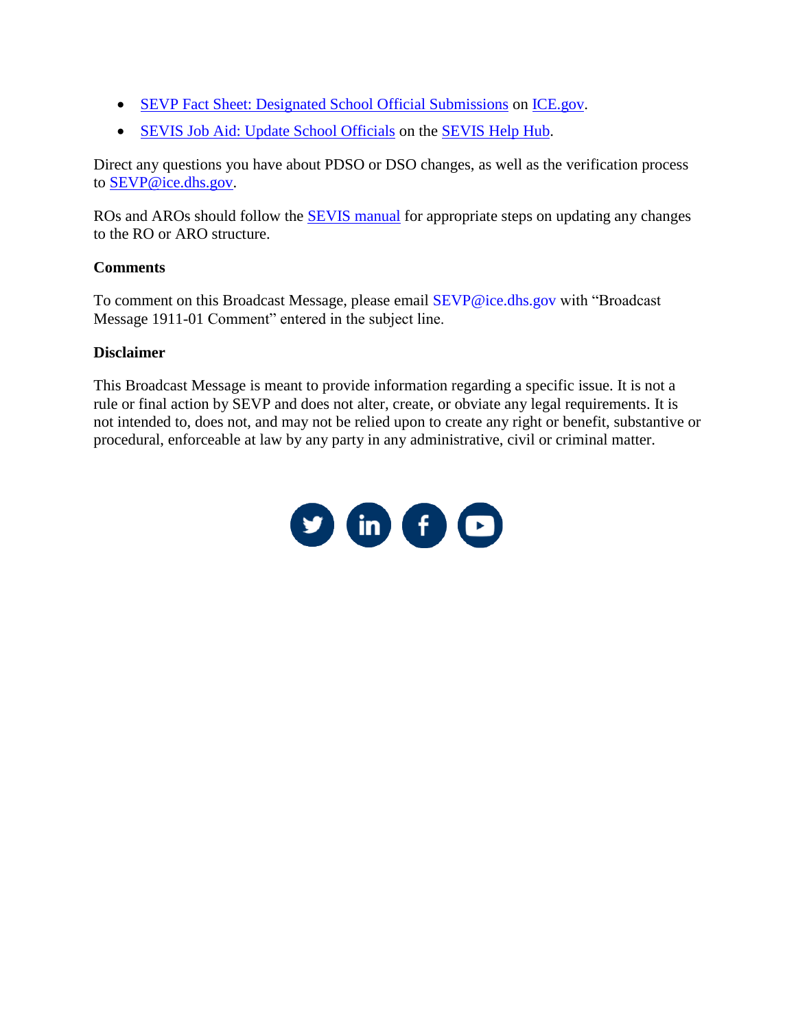- SEVP Fact Sheet: Designated School Official Submissions on ICE.gov.
- SEVIS Job Aid: Update School Officials on the SEVIS Help Hub.

Direct any questions you have about PDSO or DSO changes, as well as the verification process to SEVP@ice.dhs.gov.

ROs and AROs should follow the SEVIS manual for appropriate steps on updating any changes to the RO or ARO structure.

**Comments**

To comment on this Broadcast Message, please email SEVP@ice.dhs.gov with "Broadcast Message 1911-01 Comment" entered in the subject line.

**Disclaimer**

This Broadcast Message is meant to provide information regarding a specific issue. It is not a rule or final action by SEVP and does not alter, create, or obviate any legal requirements. It is not intended to, does not, and may not be relied upon to create any right or benefit, substantive or procedural, enforceable at law by any party in any administrative, civil or criminal matter.